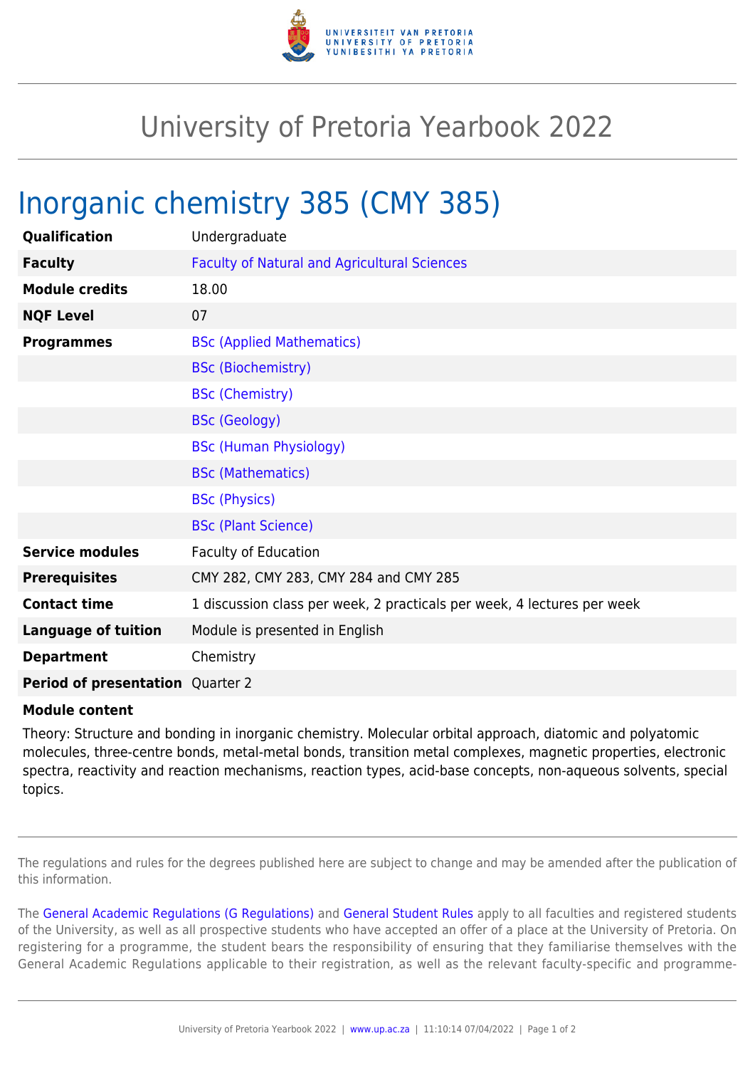# University of Pretoria Yearbook 2022

## Inorganic chemistry 385 (CMY 385)

| | |
|---|---|
| **Qualification** | Undergraduate |
| **Faculty** | Faculty of Natural and Agricultural Sciences |
| **Module credits** | 18.00 |
| **NQF Level** | 07 |
| **Programmes** | BSc (Applied Mathematics) |
| | BSc (Biochemistry) |
| | BSc (Chemistry) |
| | BSc (Geology) |
| | BSc (Human Physiology) |
| | BSc (Mathematics) |
| | BSc (Physics) |
| | BSc (Plant Science) |
| **Service modules** | Faculty of Education |
| **Prerequisites** | CMY 282, CMY 283, CMY 284 and CMY 285 |
| **Contact time** | 1 discussion class per week, 2 practicals per week, 4 lectures per week |
| **Language of tuition** | Module is presented in English |
| **Department** | Chemistry |
| **Period of presentation** | Quarter 2 |

**Module content**

Theory: Structure and bonding in inorganic chemistry. Molecular orbital approach, diatomic and polyatomic molecules, three-centre bonds, metal-metal bonds, transition metal complexes, magnetic properties, electronic spectra, reactivity and reaction mechanisms, reaction types, acid-base concepts, non-aqueous solvents, special topics.

The regulations and rules for the degrees published here are subject to change and may be amended after the publication of this information.

The General Academic Regulations (G Regulations) and General Student Rules apply to all faculties and registered students of the University, as well as all prospective students who have accepted an offer of a place at the University of Pretoria. On registering for a programme, the student bears the responsibility of ensuring that they familiarise themselves with the General Academic Regulations applicable to their registration, as well as the relevant faculty-specific and programme-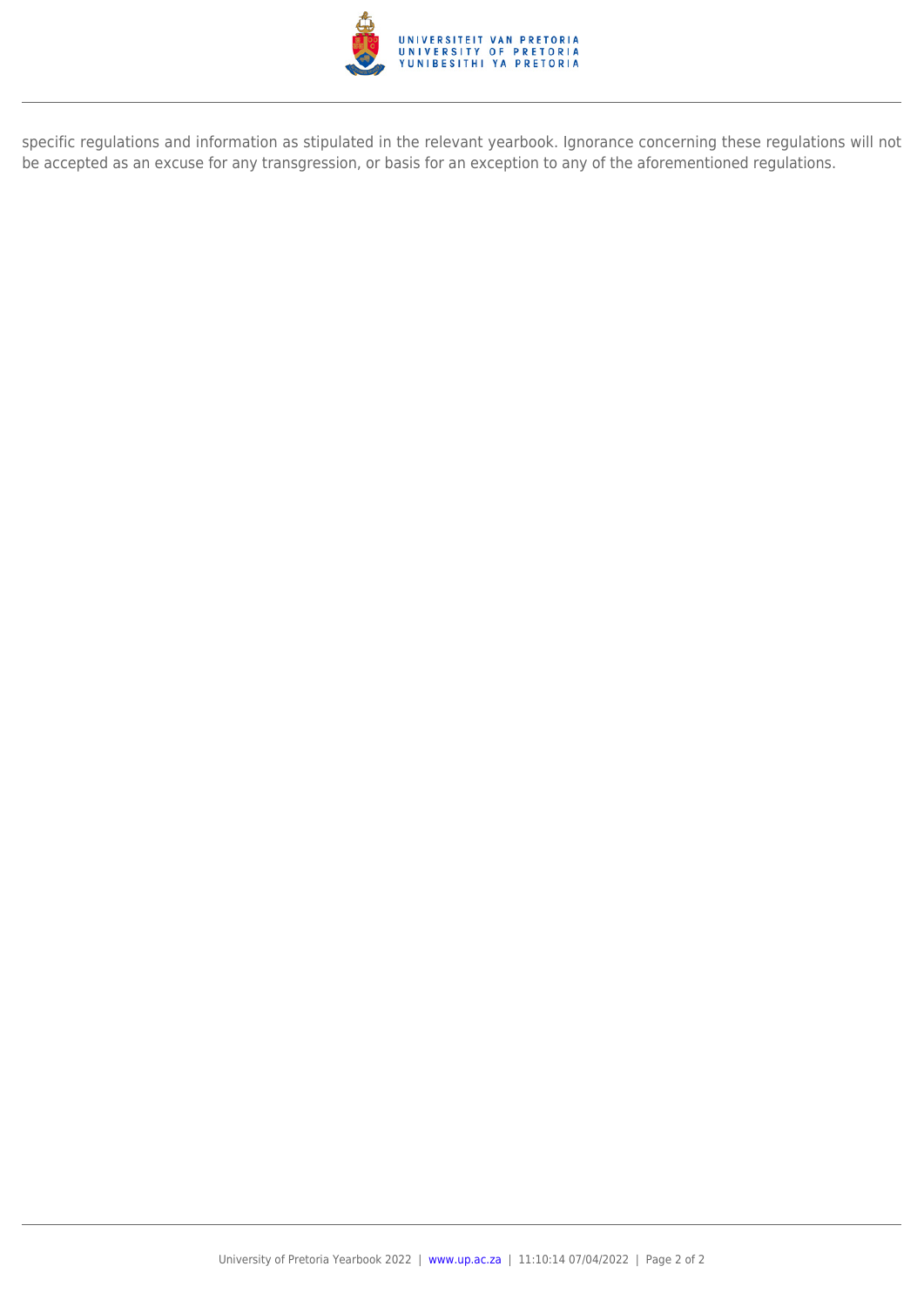specific regulations and information as stipulated in the relevant yearbook. Ignorance concerning these regulations will not be accepted as an excuse for any transgression, or basis for an exception to any of the aforementioned regulations.